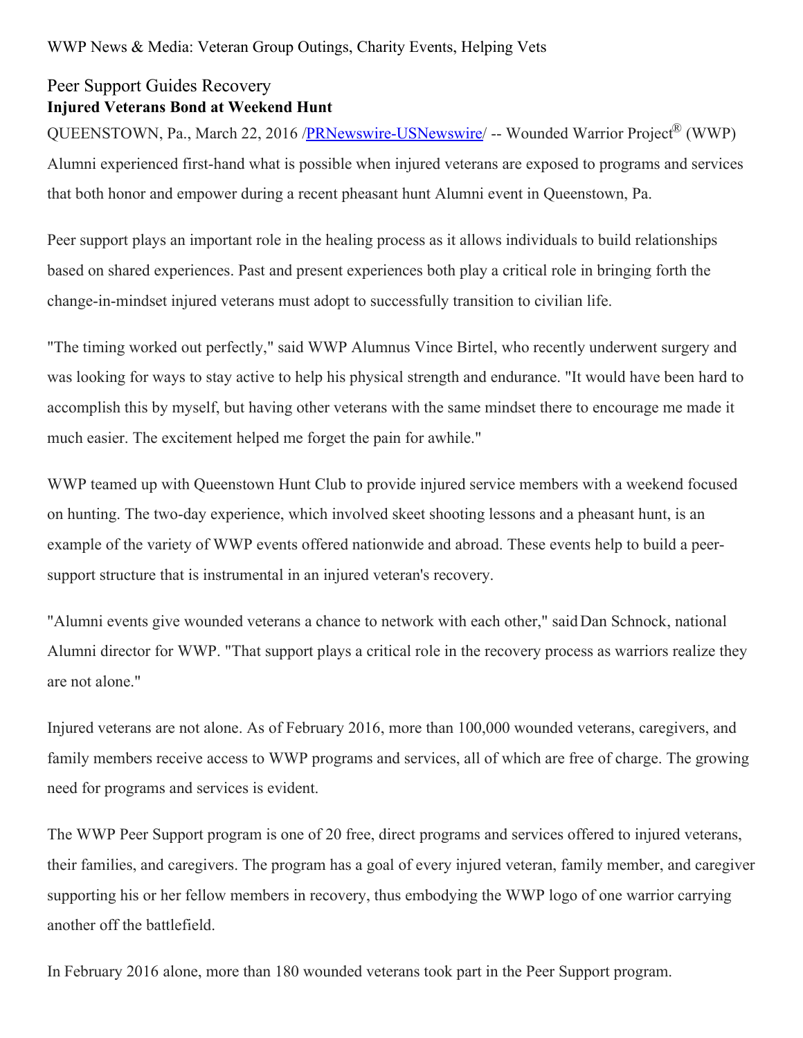WWP News & Media: Veteran Group Outings, Charity Events, Helping Vets

## Peer Support Guides Recovery

**Injured Veterans Bond at Weekend Hunt**

QUEENSTOWN, Pa., March 22, 2016 /PRNewswire-USNewswire/ -- Wounded Warrior Project® (WWP) Alumni experienced first-hand what is possible when injured veterans are exposed to programs and services that both honor and empower during a recent pheasant hunt Alumni event in Queenstown, Pa.

Peer support plays an important role in the healing process as it allows individuals to build relationships based on shared experiences. Past and present experiences both play a critical role in bringing forth the change-in-mindset injured veterans must adopt to successfully transition to civilian life.

"The timing worked out perfectly," said WWP Alumnus Vince Birtel, who recently underwent surgery and was looking for ways to stay active to help his physical strength and endurance. "It would have been hard to accomplish this by myself, but having other veterans with the same mindset there to encourage me made it much easier. The excitement helped me forget the pain for awhile."

WWP teamed up with Queenstown Hunt Club to provide injured service members with a weekend focused on hunting. The two-day experience, which involved skeet shooting lessons and a pheasant hunt, is an example of the variety of WWP events offered nationwide and abroad. These events help to build a peer-support structure that is instrumental in an injured veteran's recovery.

"Alumni events give wounded veterans a chance to network with each other," said Dan Schnock, national Alumni director for WWP. "That support plays a critical role in the recovery process as warriors realize they are not alone."

Injured veterans are not alone. As of February 2016, more than 100,000 wounded veterans, caregivers, and family members receive access to WWP programs and services, all of which are free of charge. The growing need for programs and services is evident.

The WWP Peer Support program is one of 20 free, direct programs and services offered to injured veterans, their families, and caregivers. The program has a goal of every injured veteran, family member, and caregiver supporting his or her fellow members in recovery, thus embodying the WWP logo of one warrior carrying another off the battlefield.

In February 2016 alone, more than 180 wounded veterans took part in the Peer Support program.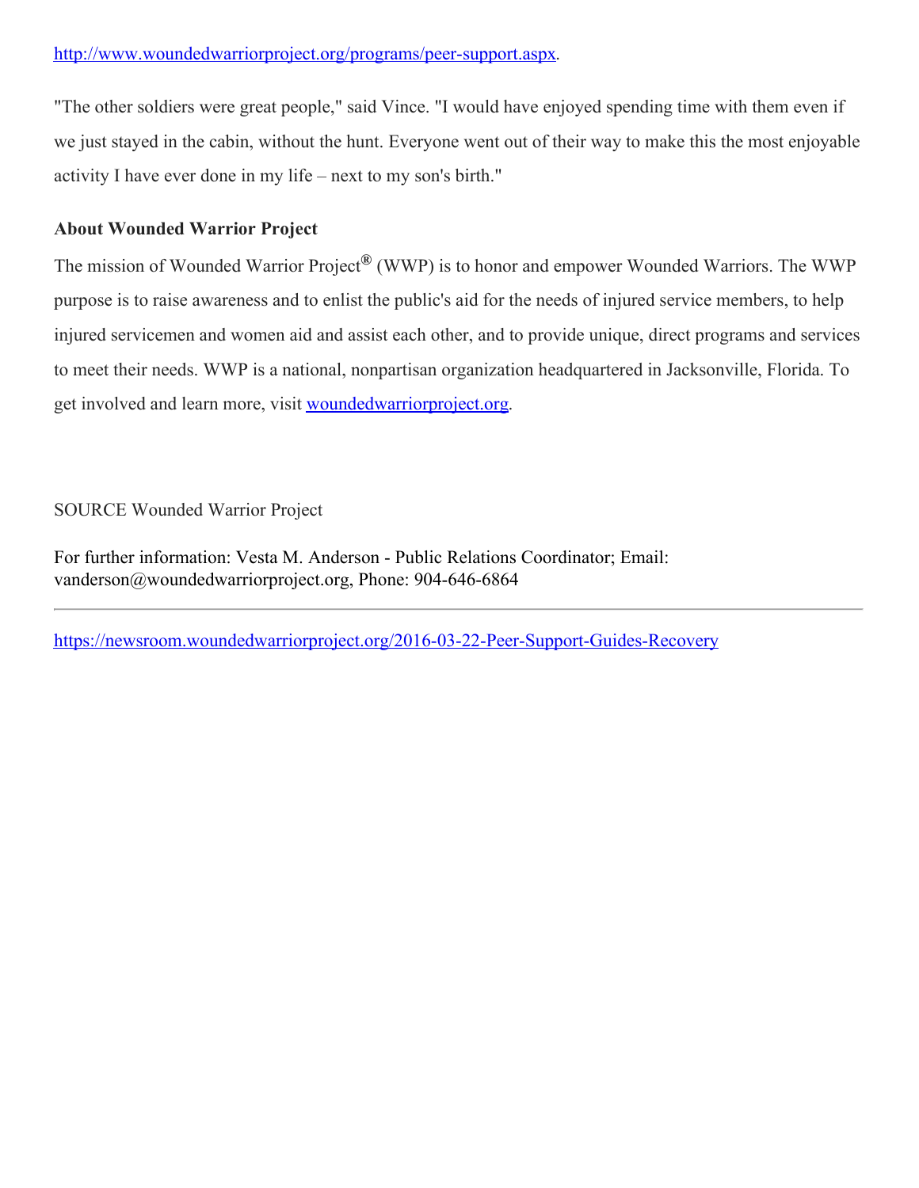http://www.woundedwarriorproject.org/programs/peer-support.aspx.

"The other soldiers were great people," said Vince. "I would have enjoyed spending time with them even if we just stayed in the cabin, without the hunt. Everyone went out of their way to make this the most enjoyable activity I have ever done in my life – next to my son's birth."

**About Wounded Warrior Project**

The mission of Wounded Warrior Project® (WWP) is to honor and empower Wounded Warriors. The WWP purpose is to raise awareness and to enlist the public's aid for the needs of injured service members, to help injured servicemen and women aid and assist each other, and to provide unique, direct programs and services to meet their needs. WWP is a national, nonpartisan organization headquartered in Jacksonville, Florida. To get involved and learn more, visit woundedwarriorproject.org.

SOURCE Wounded Warrior Project

For further information: Vesta M. Anderson - Public Relations Coordinator; Email: vanderson@woundedwarriorproject.org, Phone: 904-646-6864

---

https://newsroom.woundedwarriorproject.org/2016-03-22-Peer-Support-Guides-Recovery